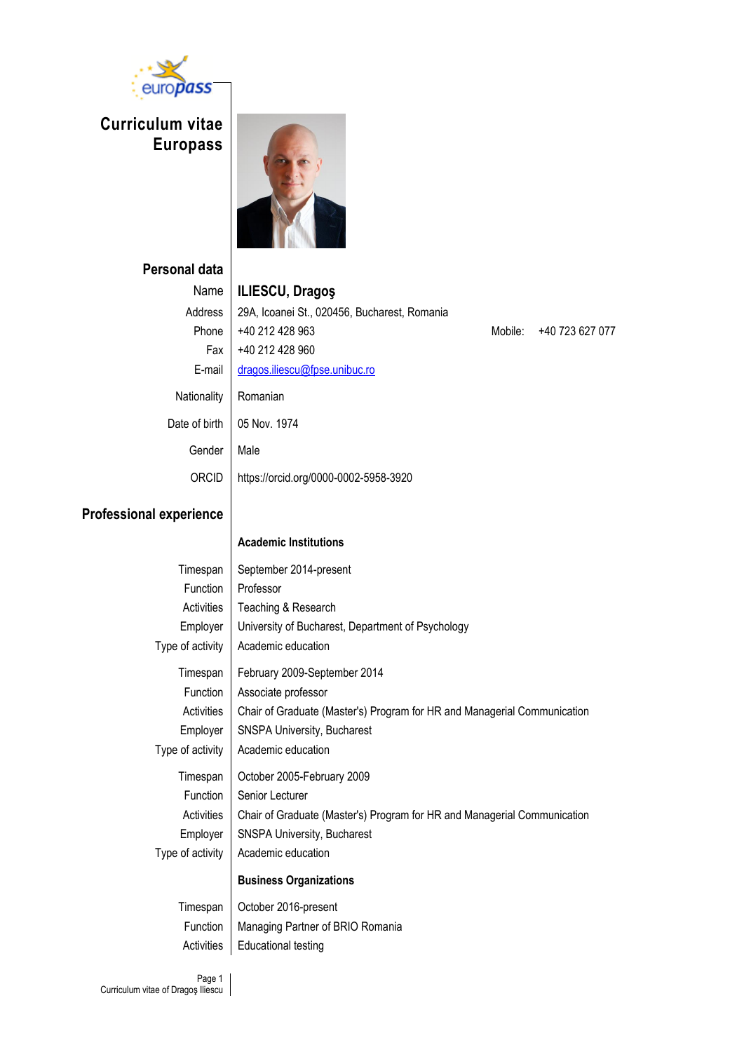# Curriculum vitae Europass

## Personal data

| | |
|---|---|
| Name | **ILIESCU, Dragoş** |
| Address | 29A, Icoanei St., 020456, Bucharest, Romania |
| Phone | +40 212 428 963 — Mobile: +40 723 627 077 |
| Fax | +40 212 428 960 |
| E-mail | dragos.iliescu@fpse.unibuc.ro |
| Nationality | Romanian |
| Date of birth | 05 Nov. 1974 |
| Gender | Male |
| ORCID | https://orcid.org/0000-0002-5958-3920 |

## Professional experience

### Academic Institutions

| | |
|---|---|
| Timespan | September 2014-present |
| Function | Professor |
| Activities | Teaching & Research |
| Employer | University of Bucharest, Department of Psychology |
| Type of activity | Academic education |

| | |
|---|---|
| Timespan | February 2009-September 2014 |
| Function | Associate professor |
| Activities | Chair of Graduate (Master's) Program for HR and Managerial Communication |
| Employer | SNSPA University, Bucharest |
| Type of activity | Academic education |

| | |
|---|---|
| Timespan | October 2005-February 2009 |
| Function | Senior Lecturer |
| Activities | Chair of Graduate (Master's) Program for HR and Managerial Communication |
| Employer | SNSPA University, Bucharest |
| Type of activity | Academic education |

### Business Organizations

| | |
|---|---|
| Timespan | October 2016-present |
| Function | Managing Partner of BRIO Romania |
| Activities | Educational testing |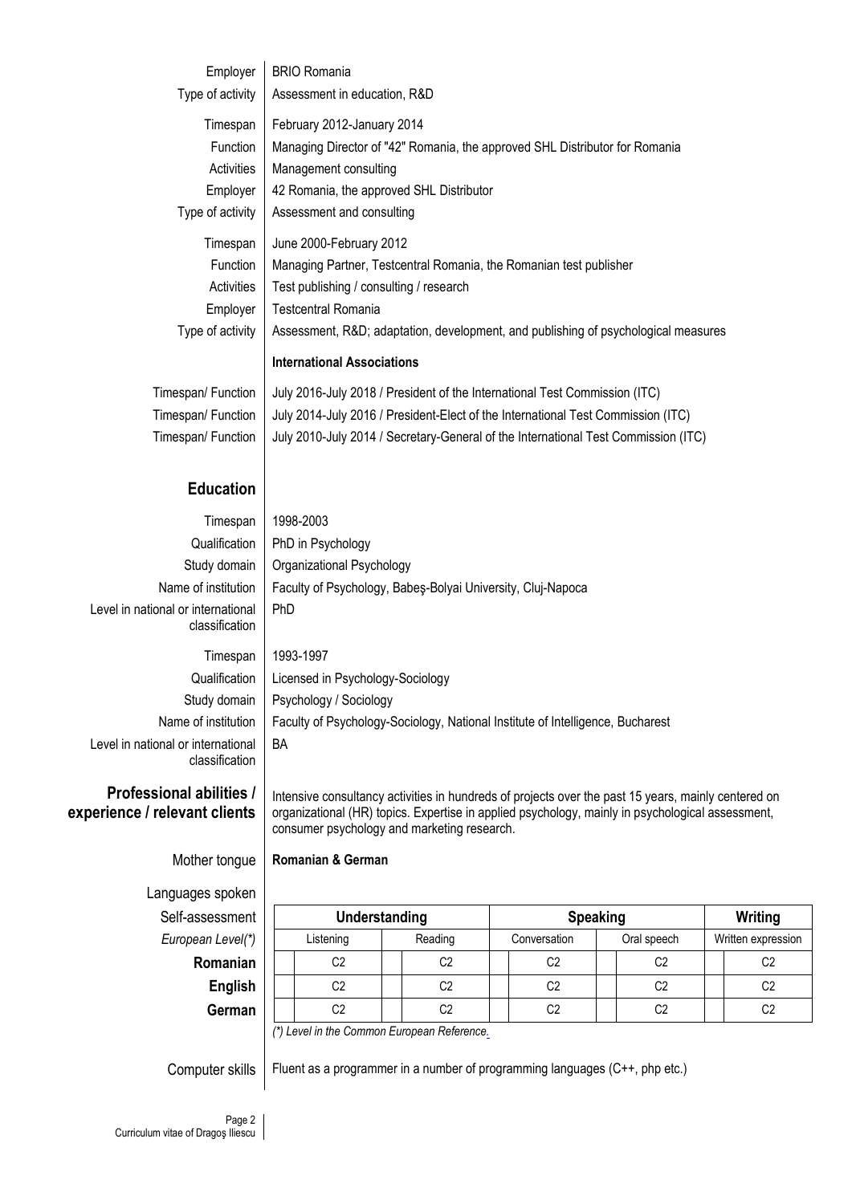Employer | BRIO Romania
Type of activity | Assessment in education, R&D

Timespan | February 2012-January 2014
Function | Managing Director of "42" Romania, the approved SHL Distributor for Romania
Activities | Management consulting
Employer | 42 Romania, the approved SHL Distributor
Type of activity | Assessment and consulting

Timespan | June 2000-February 2012
Function | Managing Partner, Testcentral Romania, the Romanian test publisher
Activities | Test publishing / consulting / research
Employer | Testcentral Romania
Type of activity | Assessment, R&D; adaptation, development, and publishing of psychological measures

**International Associations**

Timespan/ Function | July 2016-July 2018 / President of the International Test Commission (ITC)
Timespan/ Function | July 2014-July 2016 / President-Elect of the International Test Commission (ITC)
Timespan/ Function | July 2010-July 2014 / Secretary-General of the International Test Commission (ITC)

## Education

Timespan | 1998-2003
Qualification | PhD in Psychology
Study domain | Organizational Psychology
Name of institution | Faculty of Psychology, Babeş-Bolyai University, Cluj-Napoca
Level in national or international classification | PhD

Timespan | 1993-1997
Qualification | Licensed in Psychology-Sociology
Study domain | Psychology / Sociology
Name of institution | Faculty of Psychology-Sociology, National Institute of Intelligence, Bucharest
Level in national or international classification | BA

**Professional abilities / experience / relevant clients** | Intensive consultancy activities in hundreds of projects over the past 15 years, mainly centered on organizational (HR) topics. Expertise in applied psychology, mainly in psychological assessment, consumer psychology and marketing research.

Mother tongue | **Romanian & German**

Languages spoken

| Self-assessment | **Understanding** | | **Speaking** | | **Writing** |
|---|---|---|---|---|---|
| *European Level(\*)* | Listening | Reading | Conversation | Oral speech | Written expression |
| **Romanian** | C2 | C2 | C2 | C2 | C2 |
| **English** | C2 | C2 | C2 | C2 | C2 |
| **German** | C2 | C2 | C2 | C2 | C2 |

*(\*) Level in the Common European Reference.*

Computer skills | Fluent as a programmer in a number of programming languages (C++, php etc.)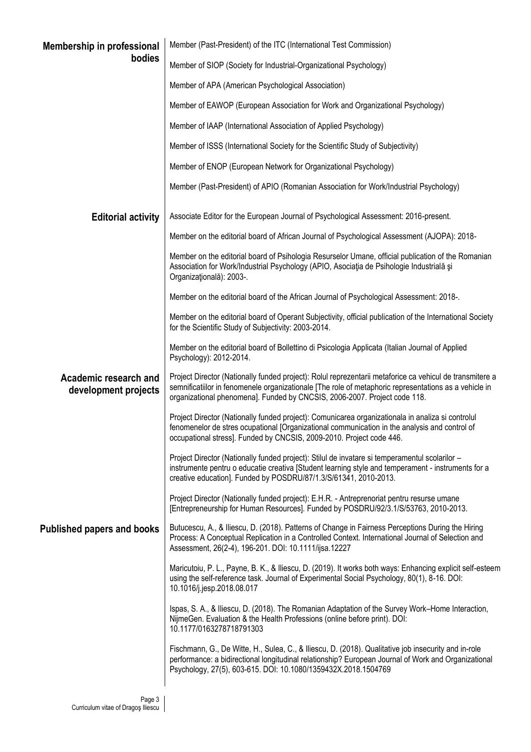## Membership in professional bodies

Member (Past-President) of the ITC (International Test Commission)

Member of SIOP (Society for Industrial-Organizational Psychology)

Member of APA (American Psychological Association)

Member of EAWOP (European Association for Work and Organizational Psychology)

Member of IAAP (International Association of Applied Psychology)

Member of ISSS (International Society for the Scientific Study of Subjectivity)

Member of ENOP (European Network for Organizational Psychology)

Member (Past-President) of APIO (Romanian Association for Work/Industrial Psychology)

## Editorial activity

Associate Editor for the European Journal of Psychological Assessment: 2016-present.

Member on the editorial board of African Journal of Psychological Assessment (AJOPA): 2018-

Member on the editorial board of Psihologia Resurselor Umane, official publication of the Romanian Association for Work/Industrial Psychology (APIO, Asociaţia de Psihologie Industrială şi Organizaţională): 2003-.

Member on the editorial board of the African Journal of Psychological Assessment: 2018-.

Member on the editorial board of Operant Subjectivity, official publication of the International Society for the Scientific Study of Subjectivity: 2003-2014.

Member on the editorial board of Bollettino di Psicologia Applicata (Italian Journal of Applied Psychology): 2012-2014.

## Academic research and development projects

Project Director (Nationally funded project): Rolul reprezentarii metaforice ca vehicul de transmitere a semnificatiilor in fenomenele organizationale [The role of metaphoric representations as a vehicle in organizational phenomena]. Funded by CNCSIS, 2006-2007. Project code 118.

Project Director (Nationally funded project): Comunicarea organizationala in analiza si controlul fenomenelor de stres ocupational [Organizational communication in the analysis and control of occupational stress]. Funded by CNCSIS, 2009-2010. Project code 446.

Project Director (Nationally funded project): Stilul de invatare si temperamentul scolarilor – instrumente pentru o educatie creativa [Student learning style and temperament - instruments for a creative education]. Funded by POSDRU/87/1.3/S/61341, 2010-2013.

Project Director (Nationally funded project): E.H.R. - Antreprenoriat pentru resurse umane [Entrepreneurship for Human Resources]. Funded by POSDRU/92/3.1/S/53763, 2010-2013.

## Published papers and books

Butucescu, A., & Iliescu, D. (2018). Patterns of Change in Fairness Perceptions During the Hiring Process: A Conceptual Replication in a Controlled Context. International Journal of Selection and Assessment, 26(2-4), 196-201. DOI: 10.1111/ijsa.12227

Maricutoiu, P. L., Payne, B. K., & Iliescu, D. (2019). It works both ways: Enhancing explicit self-esteem using the self-reference task. Journal of Experimental Social Psychology, 80(1), 8-16. DOI: 10.1016/j.jesp.2018.08.017

Ispas, S. A., & Iliescu, D. (2018). The Romanian Adaptation of the Survey Work–Home Interaction, NijmeGen. Evaluation & the Health Professions (online before print). DOI: 10.1177/0163278718791303

Fischmann, G., De Witte, H., Sulea, C., & Iliescu, D. (2018). Qualitative job insecurity and in-role performance: a bidirectional longitudinal relationship? European Journal of Work and Organizational Psychology, 27(5), 603-615. DOI: 10.1080/1359432X.2018.1504769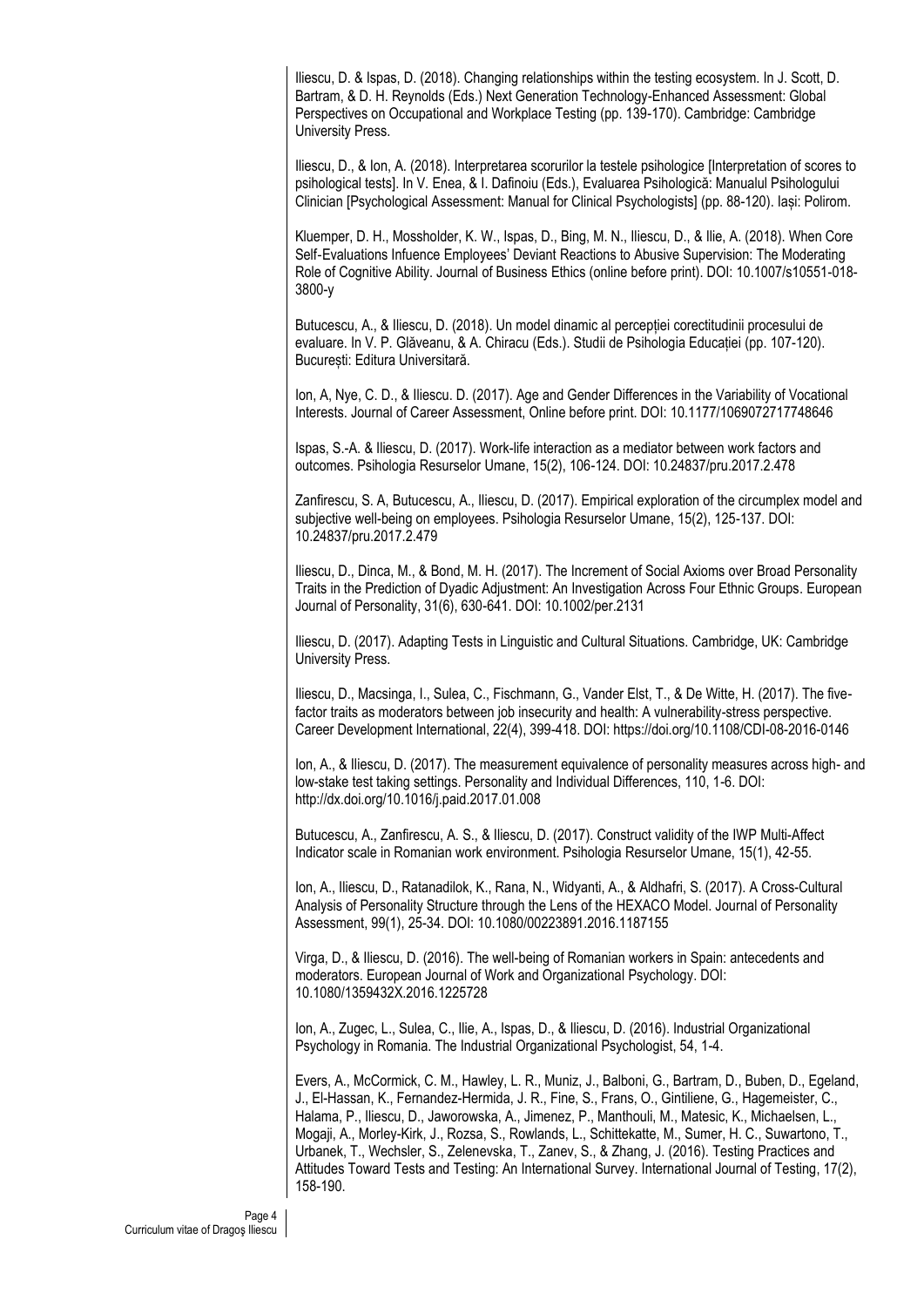Iliescu, D. & Ispas, D. (2018). Changing relationships within the testing ecosystem. In J. Scott, D. Bartram, & D. H. Reynolds (Eds.) Next Generation Technology-Enhanced Assessment: Global Perspectives on Occupational and Workplace Testing (pp. 139-170). Cambridge: Cambridge University Press.

Iliescu, D., & Ion, A. (2018). Interpretarea scorurilor la testele psihologice [Interpretation of scores to psihological tests]. In V. Enea, & I. Dafinoiu (Eds.), Evaluarea Psihologică: Manualul Psihologului Clinician [Psychological Assessment: Manual for Clinical Psychologists] (pp. 88-120). Iași: Polirom.

Kluemper, D. H., Mossholder, K. W., Ispas, D., Bing, M. N., Iliescu, D., & Ilie, A. (2018). When Core Self-Evaluations Infuence Employees' Deviant Reactions to Abusive Supervision: The Moderating Role of Cognitive Ability. Journal of Business Ethics (online before print). DOI: 10.1007/s10551-018-3800-y

Butucescu, A., & Iliescu, D. (2018). Un model dinamic al percepției corectitudinii procesului de evaluare. In V. P. Glăveanu, & A. Chiracu (Eds.). Studii de Psihologia Educației (pp. 107-120). București: Editura Universitară.

Ion, A, Nye, C. D., & Iliescu. D. (2017). Age and Gender Differences in the Variability of Vocational Interests. Journal of Career Assessment, Online before print. DOI: 10.1177/1069072717748646

Ispas, S.-A. & Iliescu, D. (2017). Work-life interaction as a mediator between work factors and outcomes. Psihologia Resurselor Umane, 15(2), 106-124. DOI: 10.24837/pru.2017.2.478

Zanfirescu, S. A, Butucescu, A., Iliescu, D. (2017). Empirical exploration of the circumplex model and subjective well-being on employees. Psihologia Resurselor Umane, 15(2), 125-137. DOI: 10.24837/pru.2017.2.479

Iliescu, D., Dinca, M., & Bond, M. H. (2017). The Increment of Social Axioms over Broad Personality Traits in the Prediction of Dyadic Adjustment: An Investigation Across Four Ethnic Groups. European Journal of Personality, 31(6), 630-641. DOI: 10.1002/per.2131

Iliescu, D. (2017). Adapting Tests in Linguistic and Cultural Situations. Cambridge, UK: Cambridge University Press.

Iliescu, D., Macsinga, I., Sulea, C., Fischmann, G., Vander Elst, T., & De Witte, H. (2017). The five-factor traits as moderators between job insecurity and health: A vulnerability-stress perspective. Career Development International, 22(4), 399-418. DOI: https://doi.org/10.1108/CDI-08-2016-0146

Ion, A., & Iliescu, D. (2017). The measurement equivalence of personality measures across high- and low-stake test taking settings. Personality and Individual Differences, 110, 1-6. DOI: http://dx.doi.org/10.1016/j.paid.2017.01.008

Butucescu, A., Zanfirescu, A. S., & Iliescu, D. (2017). Construct validity of the IWP Multi-Affect Indicator scale in Romanian work environment. Psihologia Resurselor Umane, 15(1), 42-55.

Ion, A., Iliescu, D., Ratanadilok, K., Rana, N., Widyanti, A., & Aldhafri, S. (2017). A Cross-Cultural Analysis of Personality Structure through the Lens of the HEXACO Model. Journal of Personality Assessment, 99(1), 25-34. DOI: 10.1080/00223891.2016.1187155

Virga, D., & Iliescu, D. (2016). The well-being of Romanian workers in Spain: antecedents and moderators. European Journal of Work and Organizational Psychology. DOI: 10.1080/1359432X.2016.1225728

Ion, A., Zugec, L., Sulea, C., Ilie, A., Ispas, D., & Iliescu, D. (2016). Industrial Organizational Psychology in Romania. The Industrial Organizational Psychologist, 54, 1-4.

Evers, A., McCormick, C. M., Hawley, L. R., Muniz, J., Balboni, G., Bartram, D., Buben, D., Egeland, J., El-Hassan, K., Fernandez-Hermida, J. R., Fine, S., Frans, O., Gintiliene, G., Hagemeister, C., Halama, P., Iliescu, D., Jaworowska, A., Jimenez, P., Manthouli, M., Matesic, K., Michaelsen, L., Mogaji, A., Morley-Kirk, J., Rozsa, S., Rowlands, L., Schittekatte, M., Sumer, H. C., Suwartono, T., Urbanek, T., Wechsler, S., Zelenevska, T., Zanev, S., & Zhang, J. (2016). Testing Practices and Attitudes Toward Tests and Testing: An International Survey. International Journal of Testing, 17(2), 158-190.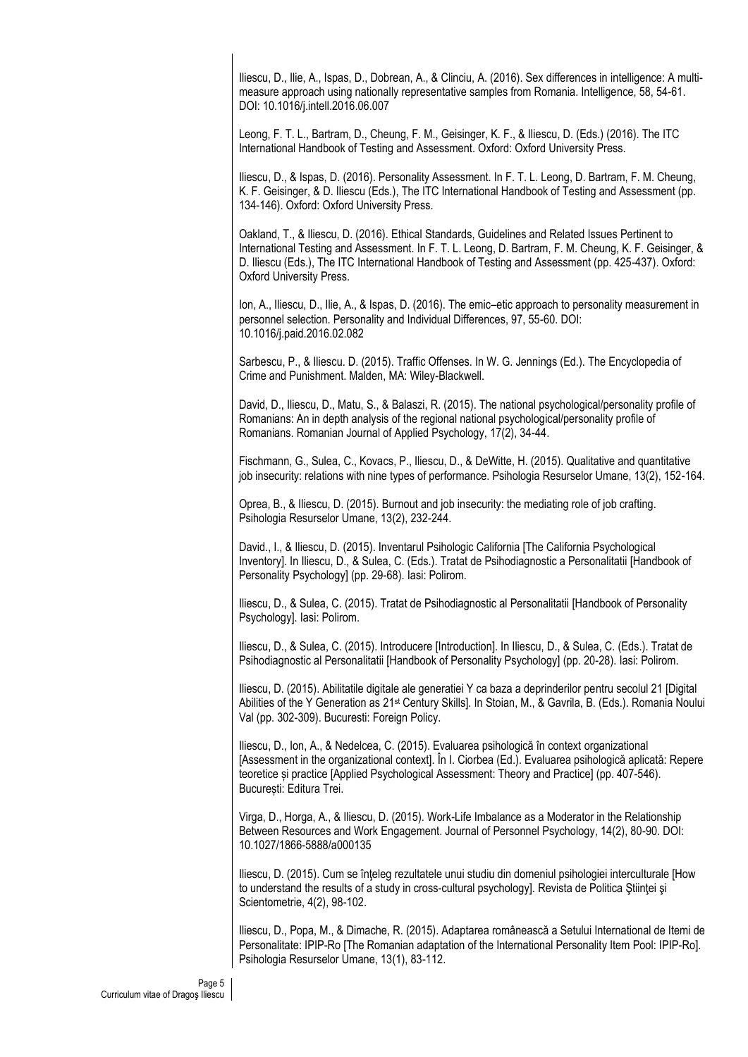Iliescu, D., Ilie, A., Ispas, D., Dobrean, A., & Clinciu, A. (2016). Sex differences in intelligence: A multi-measure approach using nationally representative samples from Romania. Intelligence, 58, 54-61. DOI: 10.1016/j.intell.2016.06.007

Leong, F. T. L., Bartram, D., Cheung, F. M., Geisinger, K. F., & Iliescu, D. (Eds.) (2016). The ITC International Handbook of Testing and Assessment. Oxford: Oxford University Press.

Iliescu, D., & Ispas, D. (2016). Personality Assessment. In F. T. L. Leong, D. Bartram, F. M. Cheung, K. F. Geisinger, & D. Iliescu (Eds.), The ITC International Handbook of Testing and Assessment (pp. 134-146). Oxford: Oxford University Press.

Oakland, T., & Iliescu, D. (2016). Ethical Standards, Guidelines and Related Issues Pertinent to International Testing and Assessment. In F. T. L. Leong, D. Bartram, F. M. Cheung, K. F. Geisinger, & D. Iliescu (Eds.), The ITC International Handbook of Testing and Assessment (pp. 425-437). Oxford: Oxford University Press.

Ion, A., Iliescu, D., Ilie, A., & Ispas, D. (2016). The emic–etic approach to personality measurement in personnel selection. Personality and Individual Differences, 97, 55-60. DOI: 10.1016/j.paid.2016.02.082

Sarbescu, P., & Iliescu. D. (2015). Traffic Offenses. In W. G. Jennings (Ed.). The Encyclopedia of Crime and Punishment. Malden, MA: Wiley-Blackwell.

David, D., Iliescu, D., Matu, S., & Balaszi, R. (2015). The national psychological/personality profile of Romanians: An in depth analysis of the regional national psychological/personality profile of Romanians. Romanian Journal of Applied Psychology, 17(2), 34-44.

Fischmann, G., Sulea, C., Kovacs, P., Iliescu, D., & DeWitte, H. (2015). Qualitative and quantitative job insecurity: relations with nine types of performance. Psihologia Resurselor Umane, 13(2), 152-164.

Oprea, B., & Iliescu, D. (2015). Burnout and job insecurity: the mediating role of job crafting. Psihologia Resurselor Umane, 13(2), 232-244.

David., I., & Iliescu, D. (2015). Inventarul Psihologic California [The California Psychological Inventory]. In Iliescu, D., & Sulea, C. (Eds.). Tratat de Psihodiagnostic a Personalitatii [Handbook of Personality Psychology] (pp. 29-68). Iasi: Polirom.

Iliescu, D., & Sulea, C. (2015). Tratat de Psihodiagnostic al Personalitatii [Handbook of Personality Psychology]. Iasi: Polirom.

Iliescu, D., & Sulea, C. (2015). Introducere [Introduction]. In Iliescu, D., & Sulea, C. (Eds.). Tratat de Psihodiagnostic al Personalitatii [Handbook of Personality Psychology] (pp. 20-28). Iasi: Polirom.

Iliescu, D. (2015). Abilitatile digitale ale generatiei Y ca baza a deprinderilor pentru secolul 21 [Digital Abilities of the Y Generation as 21st Century Skills]. In Stoian, M., & Gavrila, B. (Eds.). Romania Noului Val (pp. 302-309). Bucuresti: Foreign Policy.

Iliescu, D., Ion, A., & Nedelcea, C. (2015). Evaluarea psihologică în context organizational [Assessment in the organizational context]. În I. Ciorbea (Ed.). Evaluarea psihologică aplicată: Repere teoretice și practice [Applied Psychological Assessment: Theory and Practice] (pp. 407-546). București: Editura Trei.

Virga, D., Horga, A., & Iliescu, D. (2015). Work-Life Imbalance as a Moderator in the Relationship Between Resources and Work Engagement. Journal of Personnel Psychology, 14(2), 80-90. DOI: 10.1027/1866-5888/a000135

Iliescu, D. (2015). Cum se înţeleg rezultatele unui studiu din domeniul psihologiei interculturale [How to understand the results of a study in cross-cultural psychology]. Revista de Politica Ştiinţei şi Scientometrie, 4(2), 98-102.

Iliescu, D., Popa, M., & Dimache, R. (2015). Adaptarea românească a Setului International de Itemi de Personalitate: IPIP-Ro [The Romanian adaptation of the International Personality Item Pool: IPIP-Ro]. Psihologia Resurselor Umane, 13(1), 83-112.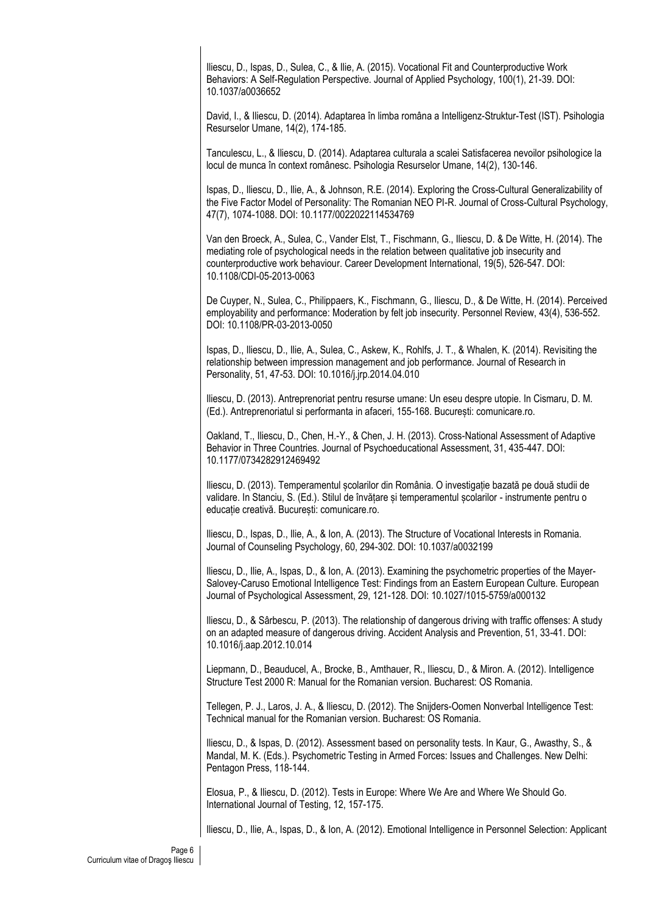Iliescu, D., Ispas, D., Sulea, C., & Ilie, A. (2015). Vocational Fit and Counterproductive Work Behaviors: A Self-Regulation Perspective. Journal of Applied Psychology, 100(1), 21-39. DOI: 10.1037/a0036652

David, I., & Iliescu, D. (2014). Adaptarea în limba româna a Intelligenz-Struktur-Test (IST). Psihologia Resurselor Umane, 14(2), 174-185.

Tanculescu, L., & Iliescu, D. (2014). Adaptarea culturala a scalei Satisfacerea nevoilor psihologice la locul de munca în context românesc. Psihologia Resurselor Umane, 14(2), 130-146.

Ispas, D., Iliescu, D., Ilie, A., & Johnson, R.E. (2014). Exploring the Cross-Cultural Generalizability of the Five Factor Model of Personality: The Romanian NEO PI-R. Journal of Cross-Cultural Psychology, 47(7), 1074-1088. DOI: 10.1177/0022022114534769

Van den Broeck, A., Sulea, C., Vander Elst, T., Fischmann, G., Iliescu, D. & De Witte, H. (2014). The mediating role of psychological needs in the relation between qualitative job insecurity and counterproductive work behaviour. Career Development International, 19(5), 526-547. DOI: 10.1108/CDI-05-2013-0063

De Cuyper, N., Sulea, C., Philippaers, K., Fischmann, G., Iliescu, D., & De Witte, H. (2014). Perceived employability and performance: Moderation by felt job insecurity. Personnel Review, 43(4), 536-552. DOI: 10.1108/PR-03-2013-0050

Ispas, D., Iliescu, D., Ilie, A., Sulea, C., Askew, K., Rohlfs, J. T., & Whalen, K. (2014). Revisiting the relationship between impression management and job performance. Journal of Research in Personality, 51, 47-53. DOI: 10.1016/j.jrp.2014.04.010

Iliescu, D. (2013). Antreprenoriat pentru resurse umane: Un eseu despre utopie. In Cismaru, D. M. (Ed.). Antreprenoriatul si performanta in afaceri, 155-168. București: comunicare.ro.

Oakland, T., Iliescu, D., Chen, H.-Y., & Chen, J. H. (2013). Cross-National Assessment of Adaptive Behavior in Three Countries. Journal of Psychoeducational Assessment, 31, 435-447. DOI: 10.1177/0734282912469492

Iliescu, D. (2013). Temperamentul școlarilor din România. O investigație bazată pe două studii de validare. In Stanciu, S. (Ed.). Stilul de învățare și temperamentul școlarilor - instrumente pentru o educație creativă. București: comunicare.ro.

Iliescu, D., Ispas, D., Ilie, A., & Ion, A. (2013). The Structure of Vocational Interests in Romania. Journal of Counseling Psychology, 60, 294-302. DOI: 10.1037/a0032199

Iliescu, D., Ilie, A., Ispas, D., & Ion, A. (2013). Examining the psychometric properties of the Mayer-Salovey-Caruso Emotional Intelligence Test: Findings from an Eastern European Culture. European Journal of Psychological Assessment, 29, 121-128. DOI: 10.1027/1015-5759/a000132

Iliescu, D., & Sârbescu, P. (2013). The relationship of dangerous driving with traffic offenses: A study on an adapted measure of dangerous driving. Accident Analysis and Prevention, 51, 33-41. DOI: 10.1016/j.aap.2012.10.014

Liepmann, D., Beauducel, A., Brocke, B., Amthauer, R., Iliescu, D., & Miron. A. (2012). Intelligence Structure Test 2000 R: Manual for the Romanian version. Bucharest: OS Romania.

Tellegen, P. J., Laros, J. A., & Iliescu, D. (2012). The Snijders-Oomen Nonverbal Intelligence Test: Technical manual for the Romanian version. Bucharest: OS Romania.

Iliescu, D., & Ispas, D. (2012). Assessment based on personality tests. In Kaur, G., Awasthy, S., & Mandal, M. K. (Eds.). Psychometric Testing in Armed Forces: Issues and Challenges. New Delhi: Pentagon Press, 118-144.

Elosua, P., & Iliescu, D. (2012). Tests in Europe: Where We Are and Where We Should Go. International Journal of Testing, 12, 157-175.

Iliescu, D., Ilie, A., Ispas, D., & Ion, A. (2012). Emotional Intelligence in Personnel Selection: Applicant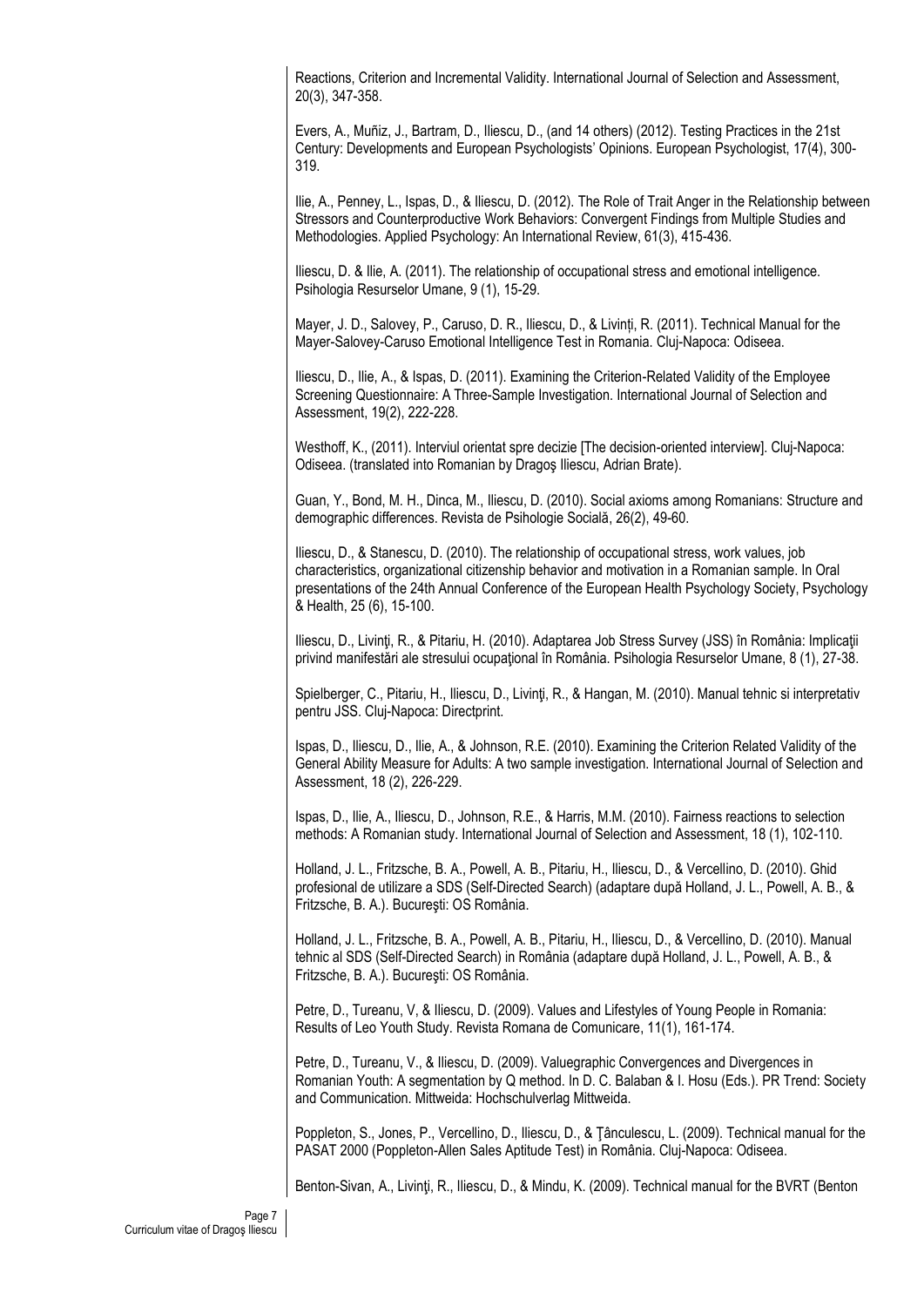Reactions, Criterion and Incremental Validity. International Journal of Selection and Assessment, 20(3), 347-358.

Evers, A., Muñiz, J., Bartram, D., Iliescu, D., (and 14 others) (2012). Testing Practices in the 21st Century: Developments and European Psychologists' Opinions. European Psychologist, 17(4), 300-319.

Ilie, A., Penney, L., Ispas, D., & Iliescu, D. (2012). The Role of Trait Anger in the Relationship between Stressors and Counterproductive Work Behaviors: Convergent Findings from Multiple Studies and Methodologies. Applied Psychology: An International Review, 61(3), 415-436.

Iliescu, D. & Ilie, A. (2011). The relationship of occupational stress and emotional intelligence. Psihologia Resurselor Umane, 9 (1), 15-29.

Mayer, J. D., Salovey, P., Caruso, D. R., Iliescu, D., & Livinți, R. (2011). Technical Manual for the Mayer-Salovey-Caruso Emotional Intelligence Test in Romania. Cluj-Napoca: Odiseea.

Iliescu, D., Ilie, A., & Ispas, D. (2011). Examining the Criterion-Related Validity of the Employee Screening Questionnaire: A Three-Sample Investigation. International Journal of Selection and Assessment, 19(2), 222-228.

Westhoff, K., (2011). Interviul orientat spre decizie [The decision-oriented interview]. Cluj-Napoca: Odiseea. (translated into Romanian by Dragoş Iliescu, Adrian Brate).

Guan, Y., Bond, M. H., Dinca, M., Iliescu, D. (2010). Social axioms among Romanians: Structure and demographic differences. Revista de Psihologie Socială, 26(2), 49-60.

Iliescu, D., & Stanescu, D. (2010). The relationship of occupational stress, work values, job characteristics, organizational citizenship behavior and motivation in a Romanian sample. In Oral presentations of the 24th Annual Conference of the European Health Psychology Society, Psychology & Health, 25 (6), 15-100.

Iliescu, D., Livinţi, R., & Pitariu, H. (2010). Adaptarea Job Stress Survey (JSS) în România: Implicaţii privind manifestări ale stresului ocupaţional în România. Psihologia Resurselor Umane, 8 (1), 27-38.

Spielberger, C., Pitariu, H., Iliescu, D., Livinţi, R., & Hangan, M. (2010). Manual tehnic si interpretativ pentru JSS. Cluj-Napoca: Directprint.

Ispas, D., Iliescu, D., Ilie, A., & Johnson, R.E. (2010). Examining the Criterion Related Validity of the General Ability Measure for Adults: A two sample investigation. International Journal of Selection and Assessment, 18 (2), 226-229.

Ispas, D., Ilie, A., Iliescu, D., Johnson, R.E., & Harris, M.M. (2010). Fairness reactions to selection methods: A Romanian study. International Journal of Selection and Assessment, 18 (1), 102-110.

Holland, J. L., Fritzsche, B. A., Powell, A. B., Pitariu, H., Iliescu, D., & Vercellino, D. (2010). Ghid profesional de utilizare a SDS (Self-Directed Search) (adaptare după Holland, J. L., Powell, A. B., & Fritzsche, B. A.). Bucureşti: OS România.

Holland, J. L., Fritzsche, B. A., Powell, A. B., Pitariu, H., Iliescu, D., & Vercellino, D. (2010). Manual tehnic al SDS (Self-Directed Search) in România (adaptare după Holland, J. L., Powell, A. B., & Fritzsche, B. A.). Bucureşti: OS România.

Petre, D., Tureanu, V, & Iliescu, D. (2009). Values and Lifestyles of Young People in Romania: Results of Leo Youth Study. Revista Romana de Comunicare, 11(1), 161-174.

Petre, D., Tureanu, V., & Iliescu, D. (2009). Valuegraphic Convergences and Divergences in Romanian Youth: A segmentation by Q method. In D. C. Balaban & I. Hosu (Eds.). PR Trend: Society and Communication. Mittweida: Hochschulverlag Mittweida.

Poppleton, S., Jones, P., Vercellino, D., Iliescu, D., & Ţânculescu, L. (2009). Technical manual for the PASAT 2000 (Poppleton-Allen Sales Aptitude Test) in România. Cluj-Napoca: Odiseea.

Benton-Sivan, A., Livinţi, R., Iliescu, D., & Mindu, K. (2009). Technical manual for the BVRT (Benton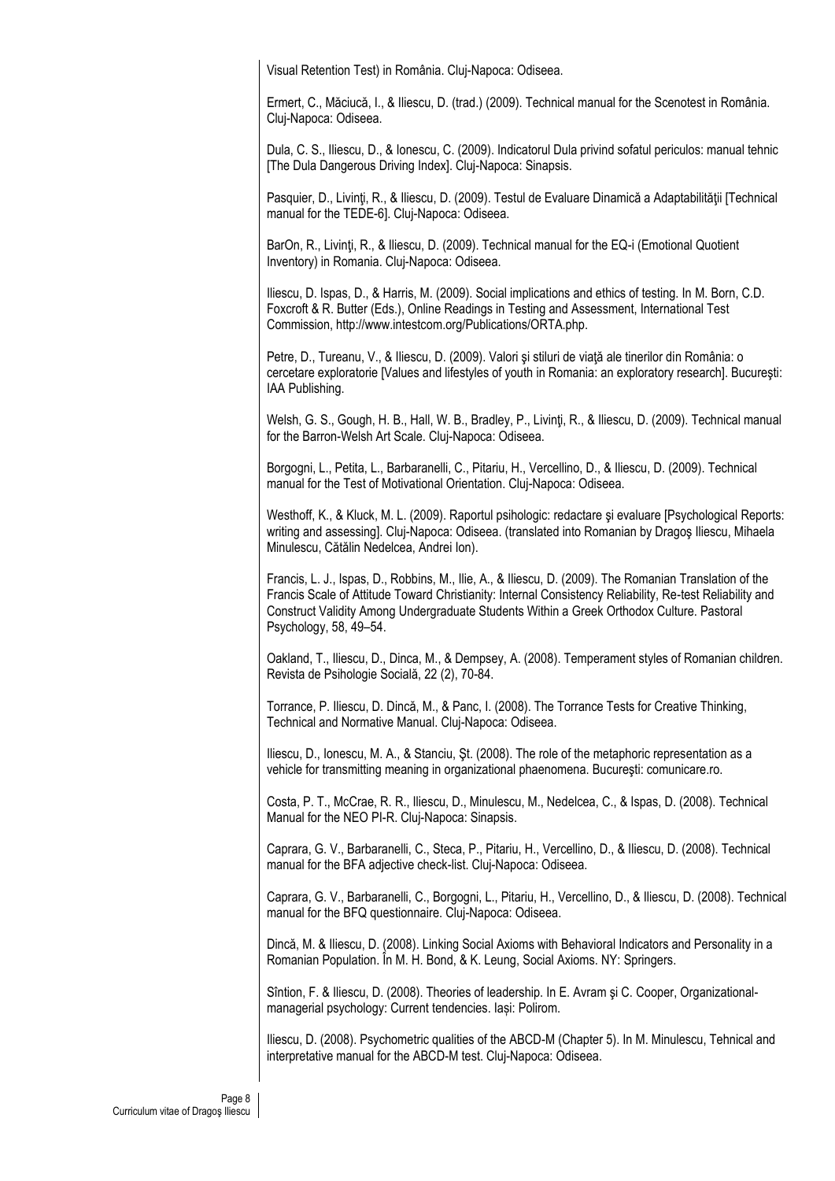Visual Retention Test) in România. Cluj-Napoca: Odiseea.

Ermert, C., Măciucă, I., & Iliescu, D. (trad.) (2009). Technical manual for the Scenotest in România. Cluj-Napoca: Odiseea.

Dula, C. S., Iliescu, D., & Ionescu, C. (2009). Indicatorul Dula privind sofatul periculos: manual tehnic [The Dula Dangerous Driving Index]. Cluj-Napoca: Sinapsis.

Pasquier, D., Livinţi, R., & Iliescu, D. (2009). Testul de Evaluare Dinamică a Adaptabilităţii [Technical manual for the TEDE-6]. Cluj-Napoca: Odiseea.

BarOn, R., Livinţi, R., & Iliescu, D. (2009). Technical manual for the EQ-i (Emotional Quotient Inventory) in Romania. Cluj-Napoca: Odiseea.

Iliescu, D. Ispas, D., & Harris, M. (2009). Social implications and ethics of testing. In M. Born, C.D. Foxcroft & R. Butter (Eds.), Online Readings in Testing and Assessment, International Test Commission, http://www.intestcom.org/Publications/ORTA.php.

Petre, D., Tureanu, V., & Iliescu, D. (2009). Valori şi stiluri de viaţă ale tinerilor din România: o cercetare exploratorie [Values and lifestyles of youth in Romania: an exploratory research]. Bucureşti: IAA Publishing.

Welsh, G. S., Gough, H. B., Hall, W. B., Bradley, P., Livinţi, R., & Iliescu, D. (2009). Technical manual for the Barron-Welsh Art Scale. Cluj-Napoca: Odiseea.

Borgogni, L., Petita, L., Barbaranelli, C., Pitariu, H., Vercellino, D., & Iliescu, D. (2009). Technical manual for the Test of Motivational Orientation. Cluj-Napoca: Odiseea.

Westhoff, K., & Kluck, M. L. (2009). Raportul psihologic: redactare şi evaluare [Psychological Reports: writing and assessing]. Cluj-Napoca: Odiseea. (translated into Romanian by Dragoş Iliescu, Mihaela Minulescu, Cătălin Nedelcea, Andrei Ion).

Francis, L. J., Ispas, D., Robbins, M., Ilie, A., & Iliescu, D. (2009). The Romanian Translation of the Francis Scale of Attitude Toward Christianity: Internal Consistency Reliability, Re-test Reliability and Construct Validity Among Undergraduate Students Within a Greek Orthodox Culture. Pastoral Psychology, 58, 49–54.

Oakland, T., Iliescu, D., Dinca, M., & Dempsey, A. (2008). Temperament styles of Romanian children. Revista de Psihologie Socială, 22 (2), 70-84.

Torrance, P. Iliescu, D. Dincă, M., & Panc, I. (2008). The Torrance Tests for Creative Thinking, Technical and Normative Manual. Cluj-Napoca: Odiseea.

Iliescu, D., Ionescu, M. A., & Stanciu, Şt. (2008). The role of the metaphoric representation as a vehicle for transmitting meaning in organizational phaenomena. Bucureşti: comunicare.ro.

Costa, P. T., McCrae, R. R., Iliescu, D., Minulescu, M., Nedelcea, C., & Ispas, D. (2008). Technical Manual for the NEO PI-R. Cluj-Napoca: Sinapsis.

Caprara, G. V., Barbaranelli, C., Steca, P., Pitariu, H., Vercellino, D., & Iliescu, D. (2008). Technical manual for the BFA adjective check-list. Cluj-Napoca: Odiseea.

Caprara, G. V., Barbaranelli, C., Borgogni, L., Pitariu, H., Vercellino, D., & Iliescu, D. (2008). Technical manual for the BFQ questionnaire. Cluj-Napoca: Odiseea.

Dincă, M. & Iliescu, D. (2008). Linking Social Axioms with Behavioral Indicators and Personality in a Romanian Population. În M. H. Bond, & K. Leung, Social Axioms. NY: Springers.

Sîntion, F. & Iliescu, D. (2008). Theories of leadership. In E. Avram şi C. Cooper, Organizational-managerial psychology: Current tendencies. Iași: Polirom.

Iliescu, D. (2008). Psychometric qualities of the ABCD-M (Chapter 5). In M. Minulescu, Tehnical and interpretative manual for the ABCD-M test. Cluj-Napoca: Odiseea.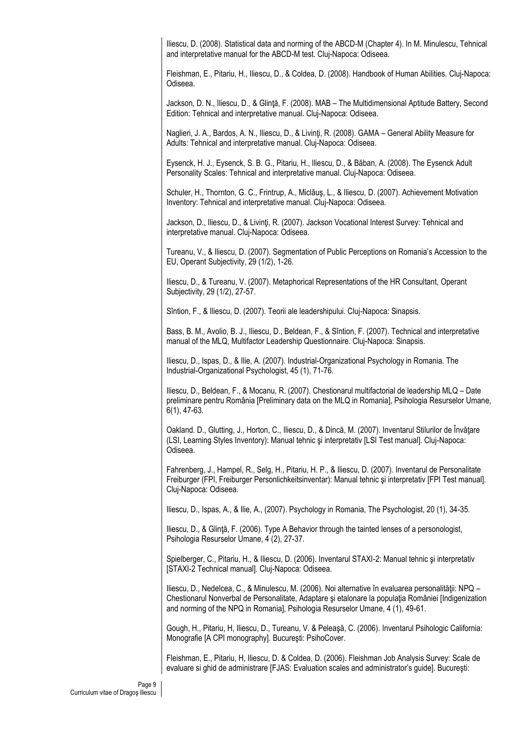Iliescu, D. (2008). Statistical data and norming of the ABCD-M (Chapter 4). In M. Minulescu, Tehnical and interpretative manual for the ABCD-M test. Cluj-Napoca: Odiseea.

Fleishman, E., Pitariu, H., Iliescu, D., & Coldea, D. (2008). Handbook of Human Abilities. Cluj-Napoca: Odiseea.

Jackson, D. N., Iliescu, D., & Glinţă, F. (2008). MAB – The Multidimensional Aptitude Battery, Second Edition: Tehnical and interpretative manual. Cluj-Napoca: Odiseea.

Naglieri, J. A., Bardos, A. N., Iliescu, D., & Livinţi, R. (2008). GAMA – General Ability Measure for Adults: Tehnical and interpretative manual. Cluj-Napoca: Odiseea.

Eysenck, H. J., Eysenck, S. B. G., Pitariu, H., Iliescu, D., & Băban, A. (2008). The Eysenck Adult Personality Scales: Tehnical and interpretative manual. Cluj-Napoca: Odiseea.

Schuler, H., Thornton, G. C., Frintrup, A., Miclăuş, L., & Iliescu, D. (2007). Achievement Motivation Inventory: Tehnical and interpretative manual. Cluj-Napoca: Odiseea.

Jackson, D., Iliescu, D., & Livinţi, R. (2007). Jackson Vocational Interest Survey: Tehnical and interpretative manual. Cluj-Napoca: Odiseea.

Tureanu, V., & Iliescu, D. (2007). Segmentation of Public Perceptions on Romania's Accession to the EU, Operant Subjectivity, 29 (1/2), 1-26.

Iliescu, D., & Tureanu, V. (2007). Metaphorical Representations of the HR Consultant, Operant Subjectivity, 29 (1/2), 27-57.

Sîntion, F., & Iliescu, D. (2007). Teorii ale leadershipului. Cluj-Napoca: Sinapsis.

Bass, B. M., Avolio, B. J., Iliescu, D., Beldean, F., & Sîntion, F. (2007). Technical and interpretative manual of the MLQ, Multifactor Leadership Questionnaire. Cluj-Napoca: Sinapsis.

Iliescu, D., Ispas, D., & Ilie, A. (2007). Industrial-Organizational Psychology in Romania. The Industrial-Organizational Psychologist, 45 (1), 71-76.

Iliescu, D., Beldean, F., & Mocanu, R. (2007). Chestionarul multifactorial de leadership MLQ – Date preliminare pentru România [Preliminary data on the MLQ in Romania], Psihologia Resurselor Umane, 6(1), 47-63.

Oakland. D., Glutting, J., Horton, C., Iliescu, D., & Dincă, M. (2007). Inventarul Stilurilor de Învăţare (LSI, Learning Styles Inventory): Manual tehnic şi interpretativ [LSI Test manual]. Cluj-Napoca: Odiseea.

Fahrenberg, J., Hampel, R., Selg, H., Pitariu, H. P., & Iliescu, D. (2007). Inventarul de Personalitate Freiburger (FPI, Freiburger Personlichkeitsinventar): Manual tehnic şi interpretativ [FPI Test manual]. Cluj-Napoca: Odiseea.

Iliescu, D., Ispas, A., & Ilie, A., (2007). Psychology in Romania, The Psychologist, 20 (1), 34-35.

Iliescu, D., & Glinţă, F. (2006). Type A Behavior through the tainted lenses of a personologist, Psihologia Resurselor Umane, 4 (2), 27-37.

Spielberger, C., Pitariu, H., & Iliescu, D. (2006). Inventarul STAXI-2: Manual tehnic şi interpretativ [STAXI-2 Technical manual]. Cluj-Napoca: Odiseea.

Iliescu, D., Nedelcea, C., & Minulescu, M. (2006). Noi alternative în evaluarea personalităţii: NPQ – Chestionarul Nonverbal de Personalitate, Adaptare şi etalonare la populaţia României [Indigenization and norming of the NPQ in Romania], Psihologia Resurselor Umane, 4 (1), 49-61.

Gough, H., Pitariu, H, Iliescu, D., Tureanu, V. & Peleaşă, C. (2006). Inventarul Psihologic California: Monografie [A CPI monography]. Bucureşti: PsihoCover.

Fleishman, E., Pitariu, H, Iliescu, D. & Coldea, D. (2006). Fleishman Job Analysis Survey: Scale de evaluare si ghid de administrare [FJAS: Evaluation scales and administrator's guide]. Bucureşti: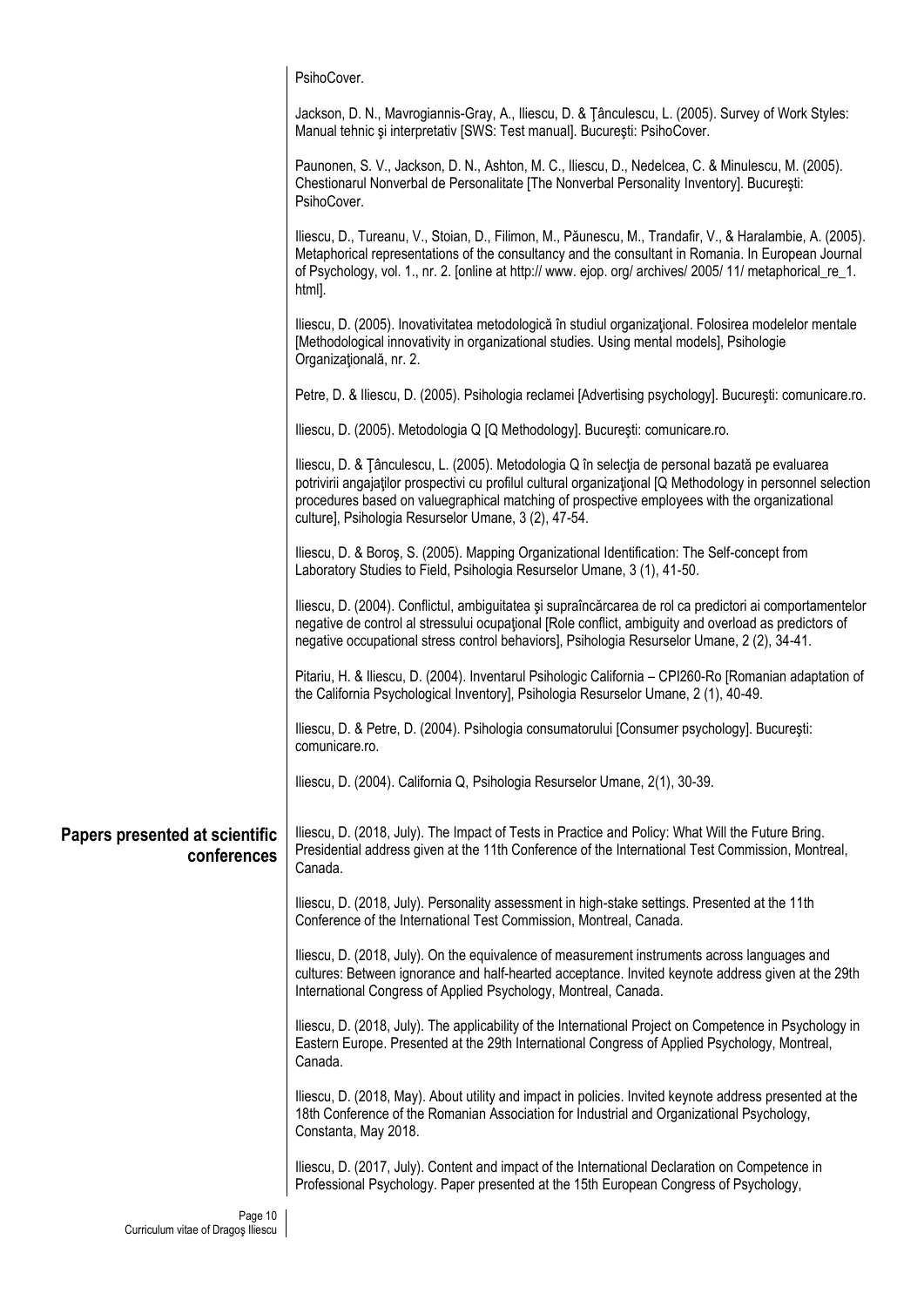PsihoCover.

Jackson, D. N., Mavrogiannis-Gray, A., Iliescu, D. & Ţânculescu, L. (2005). Survey of Work Styles: Manual tehnic şi interpretativ [SWS: Test manual]. Bucureşti: PsihoCover.

Paunonen, S. V., Jackson, D. N., Ashton, M. C., Iliescu, D., Nedelcea, C. & Minulescu, M. (2005). Chestionarul Nonverbal de Personalitate [The Nonverbal Personality Inventory]. Bucureşti: PsihoCover.

Iliescu, D., Tureanu, V., Stoian, D., Filimon, M., Păunescu, M., Trandafir, V., & Haralambie, A. (2005). Metaphorical representations of the consultancy and the consultant in Romania. In European Journal of Psychology, vol. 1., nr. 2. [online at http:// www. ejop. org/ archives/ 2005/ 11/ metaphorical_re_1. html].

Iliescu, D. (2005). Inovativitatea metodologică în studiul organizaţional. Folosirea modelelor mentale [Methodological innovativity in organizational studies. Using mental models], Psihologie Organizaţională, nr. 2.

Petre, D. & Iliescu, D. (2005). Psihologia reclamei [Advertising psychology]. Bucureşti: comunicare.ro.

Iliescu, D. (2005). Metodologia Q [Q Methodology]. Bucureşti: comunicare.ro.

Iliescu, D. & Ţânculescu, L. (2005). Metodologia Q în selecţia de personal bazată pe evaluarea potrivirii angajaţilor prospectivi cu profilul cultural organizaţional [Q Methodology in personnel selection procedures based on valuegraphical matching of prospective employees with the organizational culture], Psihologia Resurselor Umane, 3 (2), 47-54.

Iliescu, D. & Boroş, S. (2005). Mapping Organizational Identification: The Self-concept from Laboratory Studies to Field, Psihologia Resurselor Umane, 3 (1), 41-50.

Iliescu, D. (2004). Conflictul, ambiguitatea şi supraîncărcarea de rol ca predictori ai comportamentelor negative de control al stressului ocupaţional [Role conflict, ambiguity and overload as predictors of negative occupational stress control behaviors], Psihologia Resurselor Umane, 2 (2), 34-41.

Pitariu, H. & Iliescu, D. (2004). Inventarul Psihologic California – CPI260-Ro [Romanian adaptation of the California Psychological Inventory], Psihologia Resurselor Umane, 2 (1), 40-49.

Iliescu, D. & Petre, D. (2004). Psihologia consumatorului [Consumer psychology]. Bucureşti: comunicare.ro.

Iliescu, D. (2004). California Q, Psihologia Resurselor Umane, 2(1), 30-39.

## Papers presented at scientific conferences

Iliescu, D. (2018, July). The Impact of Tests in Practice and Policy: What Will the Future Bring. Presidential address given at the 11th Conference of the International Test Commission, Montreal, Canada.

Iliescu, D. (2018, July). Personality assessment in high-stake settings. Presented at the 11th Conference of the International Test Commission, Montreal, Canada.

Iliescu, D. (2018, July). On the equivalence of measurement instruments across languages and cultures: Between ignorance and half-hearted acceptance. Invited keynote address given at the 29th International Congress of Applied Psychology, Montreal, Canada.

Iliescu, D. (2018, July). The applicability of the International Project on Competence in Psychology in Eastern Europe. Presented at the 29th International Congress of Applied Psychology, Montreal, Canada.

Iliescu, D. (2018, May). About utility and impact in policies. Invited keynote address presented at the 18th Conference of the Romanian Association for Industrial and Organizational Psychology, Constanta, May 2018.

Iliescu, D. (2017, July). Content and impact of the International Declaration on Competence in Professional Psychology. Paper presented at the 15th European Congress of Psychology,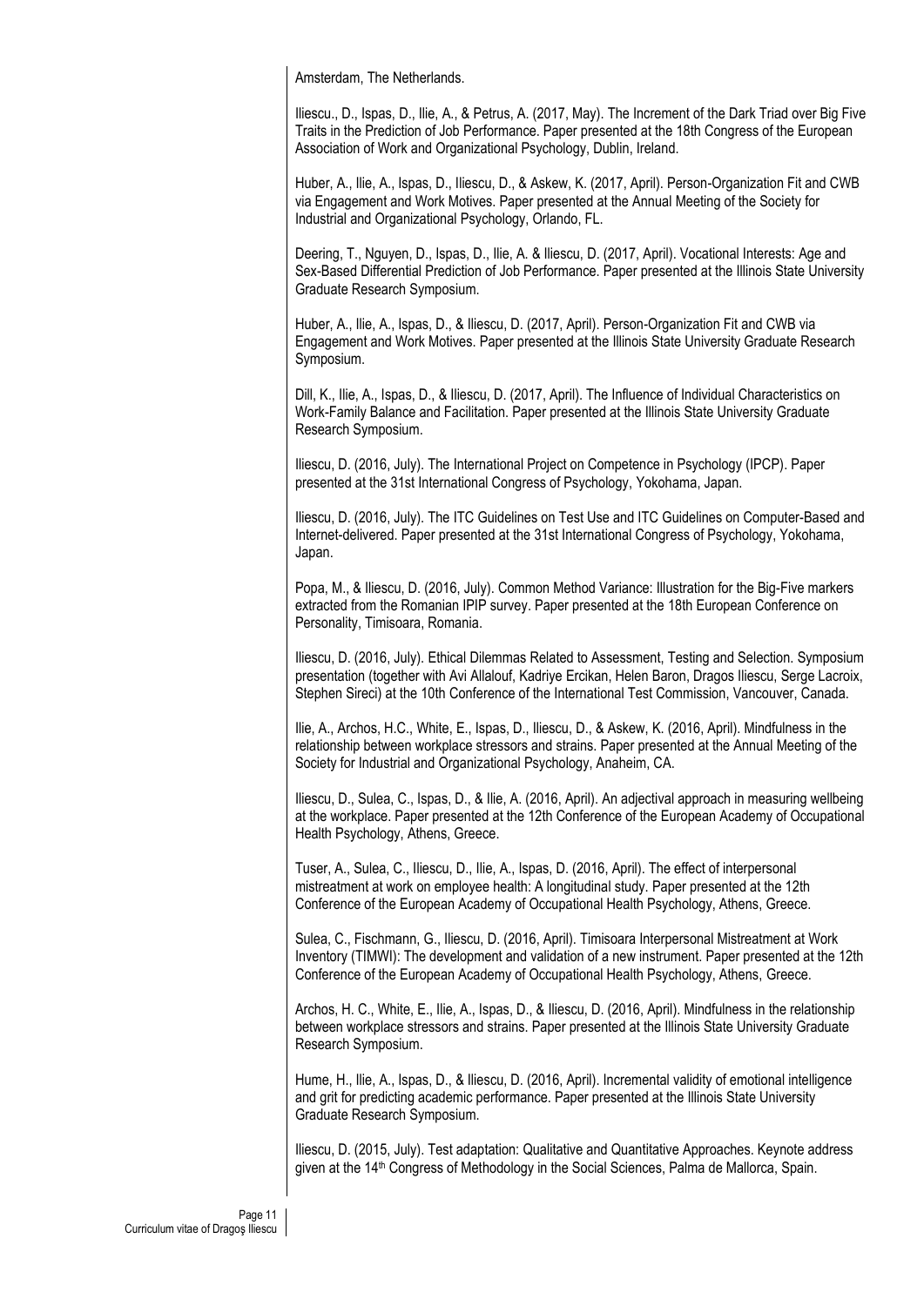Amsterdam, The Netherlands.

Iliescu., D., Ispas, D., Ilie, A., & Petrus, A. (2017, May). The Increment of the Dark Triad over Big Five Traits in the Prediction of Job Performance. Paper presented at the 18th Congress of the European Association of Work and Organizational Psychology, Dublin, Ireland.

Huber, A., Ilie, A., Ispas, D., Iliescu, D., & Askew, K. (2017, April). Person-Organization Fit and CWB via Engagement and Work Motives. Paper presented at the Annual Meeting of the Society for Industrial and Organizational Psychology, Orlando, FL.

Deering, T., Nguyen, D., Ispas, D., Ilie, A. & Iliescu, D. (2017, April). Vocational Interests: Age and Sex-Based Differential Prediction of Job Performance. Paper presented at the Illinois State University Graduate Research Symposium.

Huber, A., Ilie, A., Ispas, D., & Iliescu, D. (2017, April). Person-Organization Fit and CWB via Engagement and Work Motives. Paper presented at the Illinois State University Graduate Research Symposium.

Dill, K., Ilie, A., Ispas, D., & Iliescu, D. (2017, April). The Influence of Individual Characteristics on Work-Family Balance and Facilitation. Paper presented at the Illinois State University Graduate Research Symposium.

Iliescu, D. (2016, July). The International Project on Competence in Psychology (IPCP). Paper presented at the 31st International Congress of Psychology, Yokohama, Japan.

Iliescu, D. (2016, July). The ITC Guidelines on Test Use and ITC Guidelines on Computer-Based and Internet-delivered. Paper presented at the 31st International Congress of Psychology, Yokohama, Japan.

Popa, M., & Iliescu, D. (2016, July). Common Method Variance: Illustration for the Big-Five markers extracted from the Romanian IPIP survey. Paper presented at the 18th European Conference on Personality, Timisoara, Romania.

Iliescu, D. (2016, July). Ethical Dilemmas Related to Assessment, Testing and Selection. Symposium presentation (together with Avi Allalouf, Kadriye Ercikan, Helen Baron, Dragos Iliescu, Serge Lacroix, Stephen Sireci) at the 10th Conference of the International Test Commission, Vancouver, Canada.

Ilie, A., Archos, H.C., White, E., Ispas, D., Iliescu, D., & Askew, K. (2016, April). Mindfulness in the relationship between workplace stressors and strains. Paper presented at the Annual Meeting of the Society for Industrial and Organizational Psychology, Anaheim, CA.

Iliescu, D., Sulea, C., Ispas, D., & Ilie, A. (2016, April). An adjectival approach in measuring wellbeing at the workplace. Paper presented at the 12th Conference of the European Academy of Occupational Health Psychology, Athens, Greece.

Tuser, A., Sulea, C., Iliescu, D., Ilie, A., Ispas, D. (2016, April). The effect of interpersonal mistreatment at work on employee health: A longitudinal study. Paper presented at the 12th Conference of the European Academy of Occupational Health Psychology, Athens, Greece.

Sulea, C., Fischmann, G., Iliescu, D. (2016, April). Timisoara Interpersonal Mistreatment at Work Inventory (TIMWI): The development and validation of a new instrument. Paper presented at the 12th Conference of the European Academy of Occupational Health Psychology, Athens, Greece.

Archos, H. C., White, E., Ilie, A., Ispas, D., & Iliescu, D. (2016, April). Mindfulness in the relationship between workplace stressors and strains. Paper presented at the Illinois State University Graduate Research Symposium.

Hume, H., Ilie, A., Ispas, D., & Iliescu, D. (2016, April). Incremental validity of emotional intelligence and grit for predicting academic performance. Paper presented at the Illinois State University Graduate Research Symposium.

Iliescu, D. (2015, July). Test adaptation: Qualitative and Quantitative Approaches. Keynote address given at the 14th Congress of Methodology in the Social Sciences, Palma de Mallorca, Spain.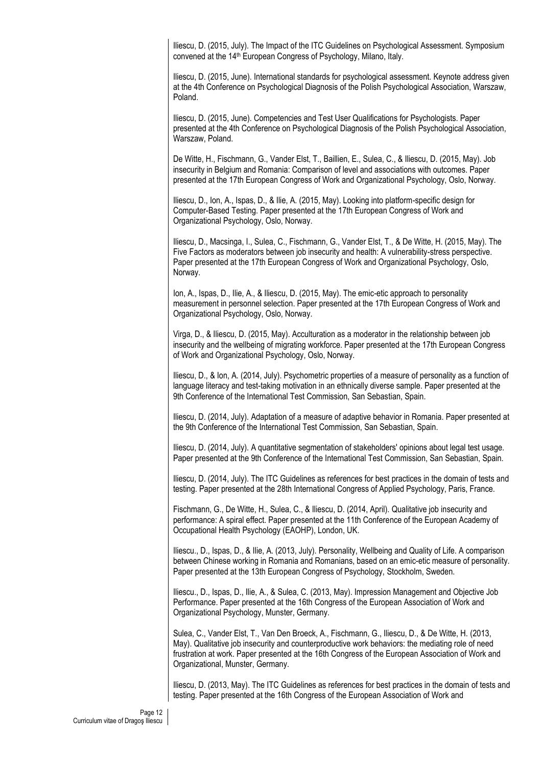Iliescu, D. (2015, July). The Impact of the ITC Guidelines on Psychological Assessment. Symposium convened at the 14th European Congress of Psychology, Milano, Italy.

Iliescu, D. (2015, June). International standards for psychological assessment. Keynote address given at the 4th Conference on Psychological Diagnosis of the Polish Psychological Association, Warszaw, Poland.

Iliescu, D. (2015, June). Competencies and Test User Qualifications for Psychologists. Paper presented at the 4th Conference on Psychological Diagnosis of the Polish Psychological Association, Warszaw, Poland.

De Witte, H., Fischmann, G., Vander Elst, T., Baillien, E., Sulea, C., & Iliescu, D. (2015, May). Job insecurity in Belgium and Romania: Comparison of level and associations with outcomes. Paper presented at the 17th European Congress of Work and Organizational Psychology, Oslo, Norway.

Iliescu, D., Ion, A., Ispas, D., & Ilie, A. (2015, May). Looking into platform-specific design for Computer-Based Testing. Paper presented at the 17th European Congress of Work and Organizational Psychology, Oslo, Norway.

Iliescu, D., Macsinga, I., Sulea, C., Fischmann, G., Vander Elst, T., & De Witte, H. (2015, May). The Five Factors as moderators between job insecurity and health: A vulnerability-stress perspective. Paper presented at the 17th European Congress of Work and Organizational Psychology, Oslo, Norway.

Ion, A., Ispas, D., Ilie, A., & Iliescu, D. (2015, May). The emic-etic approach to personality measurement in personnel selection. Paper presented at the 17th European Congress of Work and Organizational Psychology, Oslo, Norway.

Virga, D., & Iliescu, D. (2015, May). Acculturation as a moderator in the relationship between job insecurity and the wellbeing of migrating workforce. Paper presented at the 17th European Congress of Work and Organizational Psychology, Oslo, Norway.

Iliescu, D., & Ion, A. (2014, July). Psychometric properties of a measure of personality as a function of language literacy and test-taking motivation in an ethnically diverse sample. Paper presented at the 9th Conference of the International Test Commission, San Sebastian, Spain.

Iliescu, D. (2014, July). Adaptation of a measure of adaptive behavior in Romania. Paper presented at the 9th Conference of the International Test Commission, San Sebastian, Spain.

Iliescu, D. (2014, July). A quantitative segmentation of stakeholders' opinions about legal test usage. Paper presented at the 9th Conference of the International Test Commission, San Sebastian, Spain.

Iliescu, D. (2014, July). The ITC Guidelines as references for best practices in the domain of tests and testing. Paper presented at the 28th International Congress of Applied Psychology, Paris, France.

Fischmann, G., De Witte, H., Sulea, C., & Iliescu, D. (2014, April). Qualitative job insecurity and performance: A spiral effect. Paper presented at the 11th Conference of the European Academy of Occupational Health Psychology (EAOHP), London, UK.

Iliescu., D., Ispas, D., & Ilie, A. (2013, July). Personality, Wellbeing and Quality of Life. A comparison between Chinese working in Romania and Romanians, based on an emic-etic measure of personality. Paper presented at the 13th European Congress of Psychology, Stockholm, Sweden.

Iliescu., D., Ispas, D., Ilie, A., & Sulea, C. (2013, May). Impression Management and Objective Job Performance. Paper presented at the 16th Congress of the European Association of Work and Organizational Psychology, Munster, Germany.

Sulea, C., Vander Elst, T., Van Den Broeck, A., Fischmann, G., Iliescu, D., & De Witte, H. (2013, May). Qualitative job insecurity and counterproductive work behaviors: the mediating role of need frustration at work. Paper presented at the 16th Congress of the European Association of Work and Organizational, Munster, Germany.

Iliescu, D. (2013, May). The ITC Guidelines as references for best practices in the domain of tests and testing. Paper presented at the 16th Congress of the European Association of Work and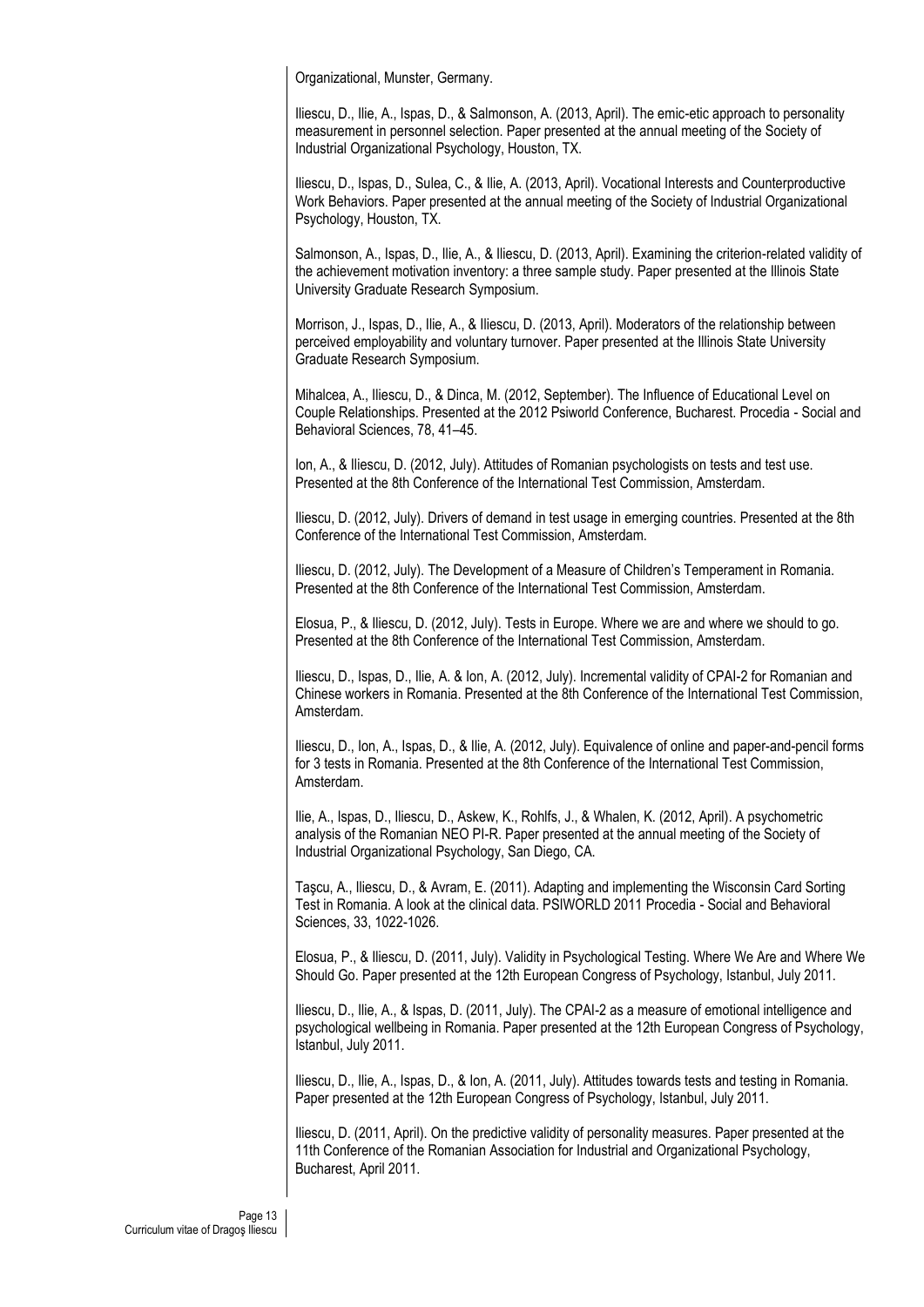Organizational, Munster, Germany.

Iliescu, D., Ilie, A., Ispas, D., & Salmonson, A. (2013, April). The emic-etic approach to personality measurement in personnel selection. Paper presented at the annual meeting of the Society of Industrial Organizational Psychology, Houston, TX.

Iliescu, D., Ispas, D., Sulea, C., & Ilie, A. (2013, April). Vocational Interests and Counterproductive Work Behaviors. Paper presented at the annual meeting of the Society of Industrial Organizational Psychology, Houston, TX.

Salmonson, A., Ispas, D., Ilie, A., & Iliescu, D. (2013, April). Examining the criterion-related validity of the achievement motivation inventory: a three sample study. Paper presented at the Illinois State University Graduate Research Symposium.

Morrison, J., Ispas, D., Ilie, A., & Iliescu, D. (2013, April). Moderators of the relationship between perceived employability and voluntary turnover. Paper presented at the Illinois State University Graduate Research Symposium.

Mihalcea, A., Iliescu, D., & Dinca, M. (2012, September). The Influence of Educational Level on Couple Relationships. Presented at the 2012 Psiworld Conference, Bucharest. Procedia - Social and Behavioral Sciences, 78, 41–45.

Ion, A., & Iliescu, D. (2012, July). Attitudes of Romanian psychologists on tests and test use. Presented at the 8th Conference of the International Test Commission, Amsterdam.

Iliescu, D. (2012, July). Drivers of demand in test usage in emerging countries. Presented at the 8th Conference of the International Test Commission, Amsterdam.

Iliescu, D. (2012, July). The Development of a Measure of Children's Temperament in Romania. Presented at the 8th Conference of the International Test Commission, Amsterdam.

Elosua, P., & Iliescu, D. (2012, July). Tests in Europe. Where we are and where we should to go. Presented at the 8th Conference of the International Test Commission, Amsterdam.

Iliescu, D., Ispas, D., Ilie, A. & Ion, A. (2012, July). Incremental validity of CPAI-2 for Romanian and Chinese workers in Romania. Presented at the 8th Conference of the International Test Commission, Amsterdam.

Iliescu, D., Ion, A., Ispas, D., & Ilie, A. (2012, July). Equivalence of online and paper-and-pencil forms for 3 tests in Romania. Presented at the 8th Conference of the International Test Commission, Amsterdam.

Ilie, A., Ispas, D., Iliescu, D., Askew, K., Rohlfs, J., & Whalen, K. (2012, April). A psychometric analysis of the Romanian NEO PI-R. Paper presented at the annual meeting of the Society of Industrial Organizational Psychology, San Diego, CA.

Taşcu, A., Iliescu, D., & Avram, E. (2011). Adapting and implementing the Wisconsin Card Sorting Test in Romania. A look at the clinical data. PSIWORLD 2011 Procedia - Social and Behavioral Sciences, 33, 1022-1026.

Elosua, P., & Iliescu, D. (2011, July). Validity in Psychological Testing. Where We Are and Where We Should Go. Paper presented at the 12th European Congress of Psychology, Istanbul, July 2011.

Iliescu, D., Ilie, A., & Ispas, D. (2011, July). The CPAI-2 as a measure of emotional intelligence and psychological wellbeing in Romania. Paper presented at the 12th European Congress of Psychology, Istanbul, July 2011.

Iliescu, D., Ilie, A., Ispas, D., & Ion, A. (2011, July). Attitudes towards tests and testing in Romania. Paper presented at the 12th European Congress of Psychology, Istanbul, July 2011.

Iliescu, D. (2011, April). On the predictive validity of personality measures. Paper presented at the 11th Conference of the Romanian Association for Industrial and Organizational Psychology, Bucharest, April 2011.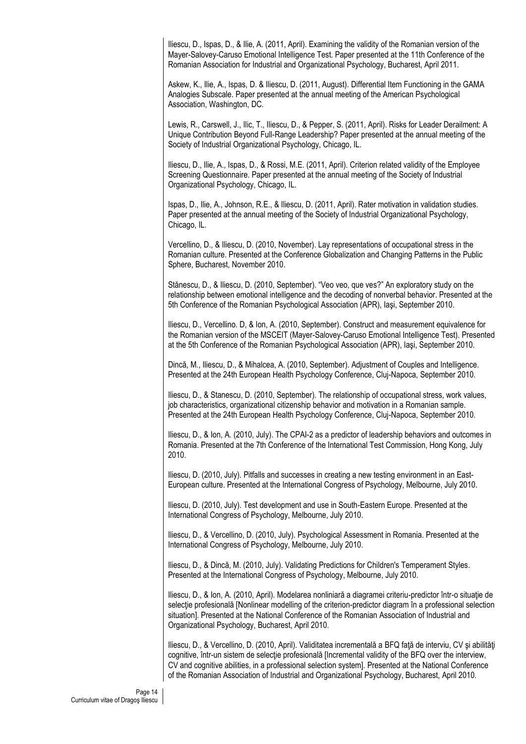Iliescu, D., Ispas, D., & Ilie, A. (2011, April). Examining the validity of the Romanian version of the Mayer-Salovey-Caruso Emotional Intelligence Test. Paper presented at the 11th Conference of the Romanian Association for Industrial and Organizational Psychology, Bucharest, April 2011.

Askew, K., Ilie, A., Ispas, D. & Iliescu, D. (2011, August). Differential Item Functioning in the GAMA Analogies Subscale. Paper presented at the annual meeting of the American Psychological Association, Washington, DC.

Lewis, R., Carswell, J., Ilic, T., Iliescu, D., & Pepper, S. (2011, April). Risks for Leader Derailment: A Unique Contribution Beyond Full-Range Leadership? Paper presented at the annual meeting of the Society of Industrial Organizational Psychology, Chicago, IL.

Iliescu, D., Ilie, A., Ispas, D., & Rossi, M.E. (2011, April). Criterion related validity of the Employee Screening Questionnaire. Paper presented at the annual meeting of the Society of Industrial Organizational Psychology, Chicago, IL.

Ispas, D., Ilie, A., Johnson, R.E., & Iliescu, D. (2011, April). Rater motivation in validation studies. Paper presented at the annual meeting of the Society of Industrial Organizational Psychology, Chicago, IL.

Vercellino, D., & Iliescu, D. (2010, November). Lay representations of occupational stress in the Romanian culture. Presented at the Conference Globalization and Changing Patterns in the Public Sphere, Bucharest, November 2010.

Stănescu, D., & Iliescu, D. (2010, September). "Veo veo, que ves?" An exploratory study on the relationship between emotional intelligence and the decoding of nonverbal behavior. Presented at the 5th Conference of the Romanian Psychological Association (APR), Iaşi, September 2010.

Iliescu, D., Vercellino. D, & Ion, A. (2010, September). Construct and measurement equivalence for the Romanian version of the MSCEIT (Mayer-Salovey-Caruso Emotional Intelligence Test). Presented at the 5th Conference of the Romanian Psychological Association (APR), Iaşi, September 2010.

Dincă, M., Iliescu, D., & Mihalcea, A. (2010, September). Adjustment of Couples and Intelligence. Presented at the 24th European Health Psychology Conference, Cluj-Napoca, September 2010.

Iliescu, D., & Stanescu, D. (2010, September). The relationship of occupational stress, work values, job characteristics, organizational citizenship behavior and motivation in a Romanian sample. Presented at the 24th European Health Psychology Conference, Cluj-Napoca, September 2010.

Iliescu, D., & Ion, A. (2010, July). The CPAI-2 as a predictor of leadership behaviors and outcomes in Romania. Presented at the 7th Conference of the International Test Commission, Hong Kong, July 2010.

Iliescu, D. (2010, July). Pitfalls and successes in creating a new testing environment in an East-European culture. Presented at the International Congress of Psychology, Melbourne, July 2010.

Iliescu, D. (2010, July). Test development and use in South-Eastern Europe. Presented at the International Congress of Psychology, Melbourne, July 2010.

Iliescu, D., & Vercellino, D. (2010, July). Psychological Assessment in Romania. Presented at the International Congress of Psychology, Melbourne, July 2010.

Iliescu, D., & Dincă, M. (2010, July). Validating Predictions for Children's Temperament Styles. Presented at the International Congress of Psychology, Melbourne, July 2010.

Iliescu, D., & Ion, A. (2010, April). Modelarea nonliniară a diagramei criteriu-predictor într-o situaţie de selecţie profesională [Nonlinear modelling of the criterion-predictor diagram în a professional selection situation]. Presented at the National Conference of the Romanian Association of Industrial and Organizational Psychology, Bucharest, April 2010.

Iliescu, D., & Vercellino, D. (2010, April). Validitatea incrementală a BFQ faţă de interviu, CV şi abilităţi cognitive, într-un sistem de selecţie profesională [Incremental validity of the BFQ over the interview, CV and cognitive abilities, in a professional selection system]. Presented at the National Conference of the Romanian Association of Industrial and Organizational Psychology, Bucharest, April 2010.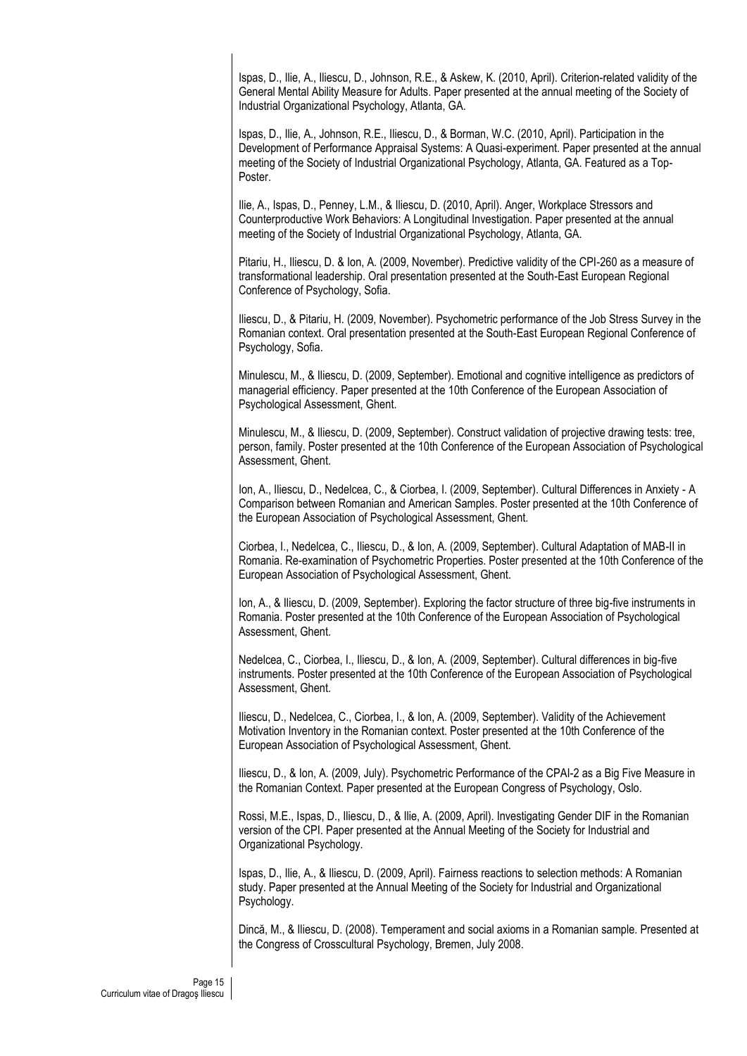Ispas, D., Ilie, A., Iliescu, D., Johnson, R.E., & Askew, K. (2010, April). Criterion-related validity of the General Mental Ability Measure for Adults. Paper presented at the annual meeting of the Society of Industrial Organizational Psychology, Atlanta, GA.

Ispas, D., Ilie, A., Johnson, R.E., Iliescu, D., & Borman, W.C. (2010, April). Participation in the Development of Performance Appraisal Systems: A Quasi-experiment. Paper presented at the annual meeting of the Society of Industrial Organizational Psychology, Atlanta, GA. Featured as a Top-Poster.

Ilie, A., Ispas, D., Penney, L.M., & Iliescu, D. (2010, April). Anger, Workplace Stressors and Counterproductive Work Behaviors: A Longitudinal Investigation. Paper presented at the annual meeting of the Society of Industrial Organizational Psychology, Atlanta, GA.

Pitariu, H., Iliescu, D. & Ion, A. (2009, November). Predictive validity of the CPI-260 as a measure of transformational leadership. Oral presentation presented at the South-East European Regional Conference of Psychology, Sofia.

Iliescu, D., & Pitariu, H. (2009, November). Psychometric performance of the Job Stress Survey in the Romanian context. Oral presentation presented at the South-East European Regional Conference of Psychology, Sofia.

Minulescu, M., & Iliescu, D. (2009, September). Emotional and cognitive intelligence as predictors of managerial efficiency. Paper presented at the 10th Conference of the European Association of Psychological Assessment, Ghent.

Minulescu, M., & Iliescu, D. (2009, September). Construct validation of projective drawing tests: tree, person, family. Poster presented at the 10th Conference of the European Association of Psychological Assessment, Ghent.

Ion, A., Iliescu, D., Nedelcea, C., & Ciorbea, I. (2009, September). Cultural Differences in Anxiety - A Comparison between Romanian and American Samples. Poster presented at the 10th Conference of the European Association of Psychological Assessment, Ghent.

Ciorbea, I., Nedelcea, C., Iliescu, D., & Ion, A. (2009, September). Cultural Adaptation of MAB-II in Romania. Re-examination of Psychometric Properties. Poster presented at the 10th Conference of the European Association of Psychological Assessment, Ghent.

Ion, A., & Iliescu, D. (2009, September). Exploring the factor structure of three big-five instruments in Romania. Poster presented at the 10th Conference of the European Association of Psychological Assessment, Ghent.

Nedelcea, C., Ciorbea, I., Iliescu, D., & Ion, A. (2009, September). Cultural differences in big-five instruments. Poster presented at the 10th Conference of the European Association of Psychological Assessment, Ghent.

Iliescu, D., Nedelcea, C., Ciorbea, I., & Ion, A. (2009, September). Validity of the Achievement Motivation Inventory in the Romanian context. Poster presented at the 10th Conference of the European Association of Psychological Assessment, Ghent.

Iliescu, D., & Ion, A. (2009, July). Psychometric Performance of the CPAI-2 as a Big Five Measure in the Romanian Context. Paper presented at the European Congress of Psychology, Oslo.

Rossi, M.E., Ispas, D., Iliescu, D., & Ilie, A. (2009, April). Investigating Gender DIF in the Romanian version of the CPI. Paper presented at the Annual Meeting of the Society for Industrial and Organizational Psychology.

Ispas, D., Ilie, A., & Iliescu, D. (2009, April). Fairness reactions to selection methods: A Romanian study. Paper presented at the Annual Meeting of the Society for Industrial and Organizational Psychology.

Dincă, M., & Iliescu, D. (2008). Temperament and social axioms in a Romanian sample. Presented at the Congress of Crosscultural Psychology, Bremen, July 2008.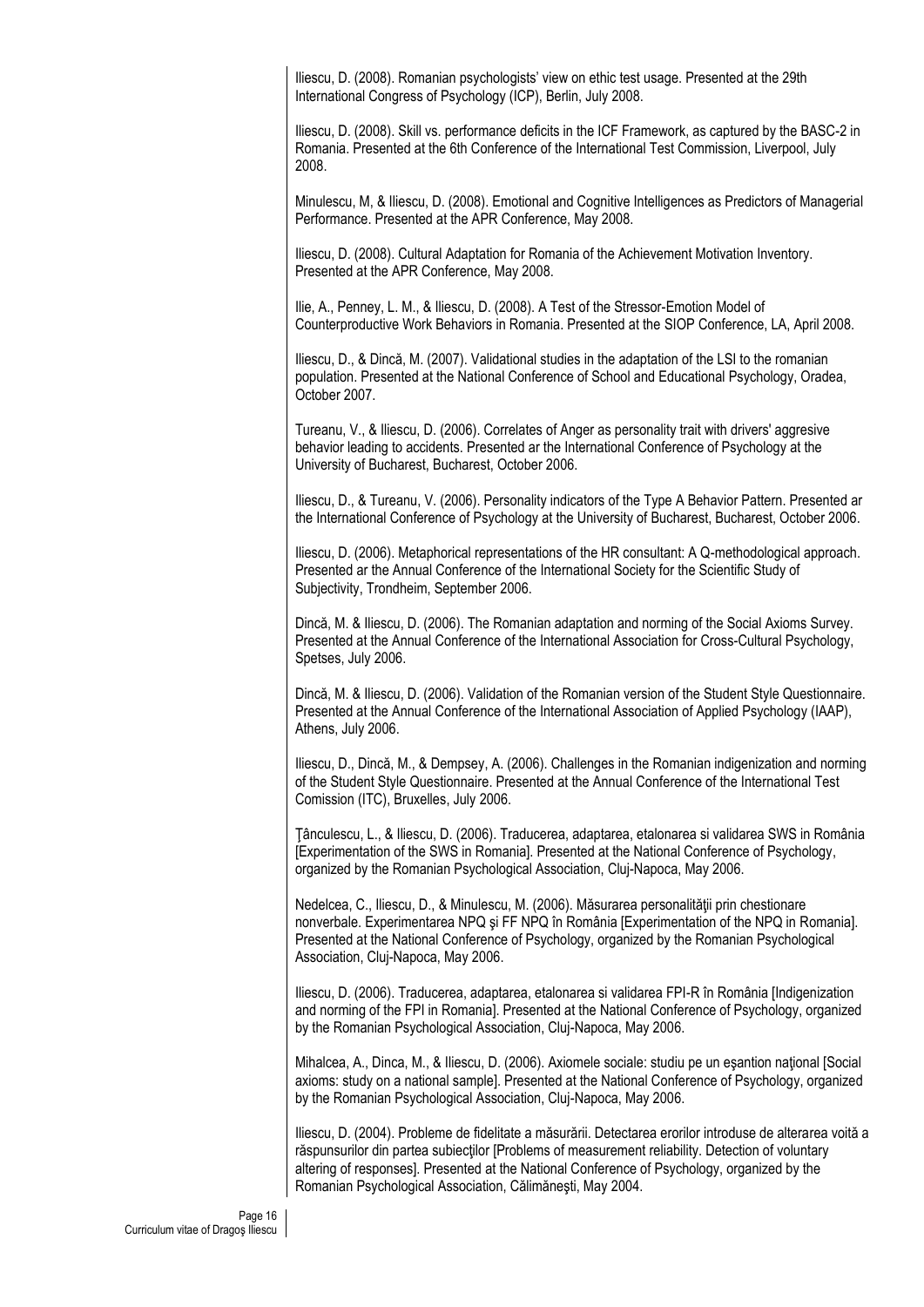Iliescu, D. (2008). Romanian psychologists' view on ethic test usage. Presented at the 29th International Congress of Psychology (ICP), Berlin, July 2008.

Iliescu, D. (2008). Skill vs. performance deficits in the ICF Framework, as captured by the BASC-2 in Romania. Presented at the 6th Conference of the International Test Commission, Liverpool, July 2008.

Minulescu, M, & Iliescu, D. (2008). Emotional and Cognitive Intelligences as Predictors of Managerial Performance. Presented at the APR Conference, May 2008.

Iliescu, D. (2008). Cultural Adaptation for Romania of the Achievement Motivation Inventory. Presented at the APR Conference, May 2008.

Ilie, A., Penney, L. M., & Iliescu, D. (2008). A Test of the Stressor-Emotion Model of Counterproductive Work Behaviors in Romania. Presented at the SIOP Conference, LA, April 2008.

Iliescu, D., & Dincă, M. (2007). Validational studies in the adaptation of the LSI to the romanian population. Presented at the National Conference of School and Educational Psychology, Oradea, October 2007.

Tureanu, V., & Iliescu, D. (2006). Correlates of Anger as personality trait with drivers' aggresive behavior leading to accidents. Presented ar the International Conference of Psychology at the University of Bucharest, Bucharest, October 2006.

Iliescu, D., & Tureanu, V. (2006). Personality indicators of the Type A Behavior Pattern. Presented ar the International Conference of Psychology at the University of Bucharest, Bucharest, October 2006.

Iliescu, D. (2006). Metaphorical representations of the HR consultant: A Q-methodological approach. Presented ar the Annual Conference of the International Society for the Scientific Study of Subjectivity, Trondheim, September 2006.

Dincă, M. & Iliescu, D. (2006). The Romanian adaptation and norming of the Social Axioms Survey. Presented at the Annual Conference of the International Association for Cross-Cultural Psychology, Spetses, July 2006.

Dincă, M. & Iliescu, D. (2006). Validation of the Romanian version of the Student Style Questionnaire. Presented at the Annual Conference of the International Association of Applied Psychology (IAAP), Athens, July 2006.

Iliescu, D., Dincă, M., & Dempsey, A. (2006). Challenges in the Romanian indigenization and norming of the Student Style Questionnaire. Presented at the Annual Conference of the International Test Comission (ITC), Bruxelles, July 2006.

Ţânculescu, L., & Iliescu, D. (2006). Traducerea, adaptarea, etalonarea si validarea SWS in România [Experimentation of the SWS in Romania]. Presented at the National Conference of Psychology, organized by the Romanian Psychological Association, Cluj-Napoca, May 2006.

Nedelcea, C., Iliescu, D., & Minulescu, M. (2006). Măsurarea personalităţii prin chestionare nonverbale. Experimentarea NPQ şi FF NPQ în România [Experimentation of the NPQ in Romania]. Presented at the National Conference of Psychology, organized by the Romanian Psychological Association, Cluj-Napoca, May 2006.

Iliescu, D. (2006). Traducerea, adaptarea, etalonarea si validarea FPI-R în România [Indigenization and norming of the FPI in Romania]. Presented at the National Conference of Psychology, organized by the Romanian Psychological Association, Cluj-Napoca, May 2006.

Mihalcea, A., Dinca, M., & Iliescu, D. (2006). Axiomele sociale: studiu pe un eşantion naţional [Social axioms: study on a national sample]. Presented at the National Conference of Psychology, organized by the Romanian Psychological Association, Cluj-Napoca, May 2006.

Iliescu, D. (2004). Probleme de fidelitate a măsurării. Detectarea erorilor introduse de alterarea voită a răspunsurilor din partea subiecţilor [Problems of measurement reliability. Detection of voluntary altering of responses]. Presented at the National Conference of Psychology, organized by the Romanian Psychological Association, Călimăneşti, May 2004.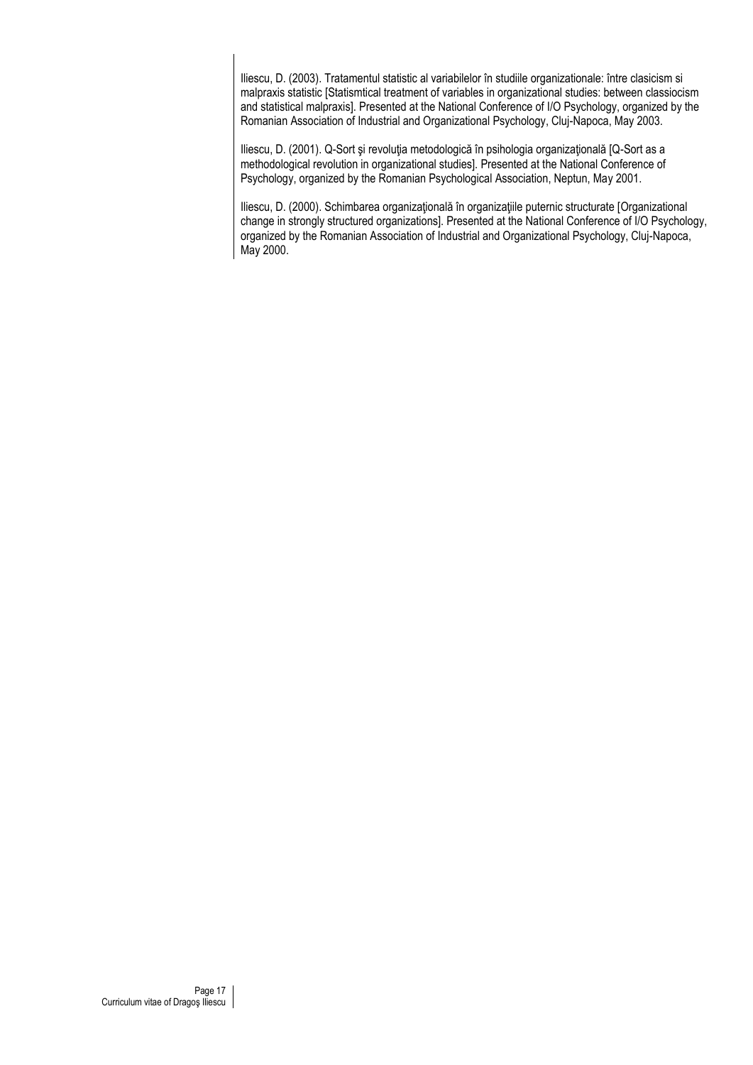Iliescu, D. (2003). Tratamentul statistic al variabilelor în studiile organizationale: între clasicism si malpraxis statistic [Statismtical treatment of variables in organizational studies: between classiocism and statistical malpraxis]. Presented at the National Conference of I/O Psychology, organized by the Romanian Association of Industrial and Organizational Psychology, Cluj-Napoca, May 2003.

Iliescu, D. (2001). Q-Sort şi revoluţia metodologică în psihologia organizaţională [Q-Sort as a methodological revolution in organizational studies]. Presented at the National Conference of Psychology, organized by the Romanian Psychological Association, Neptun, May 2001.

Iliescu, D. (2000). Schimbarea organizaţională în organizaţiile puternic structurate [Organizational change in strongly structured organizations]. Presented at the National Conference of I/O Psychology, organized by the Romanian Association of Industrial and Organizational Psychology, Cluj-Napoca, May 2000.